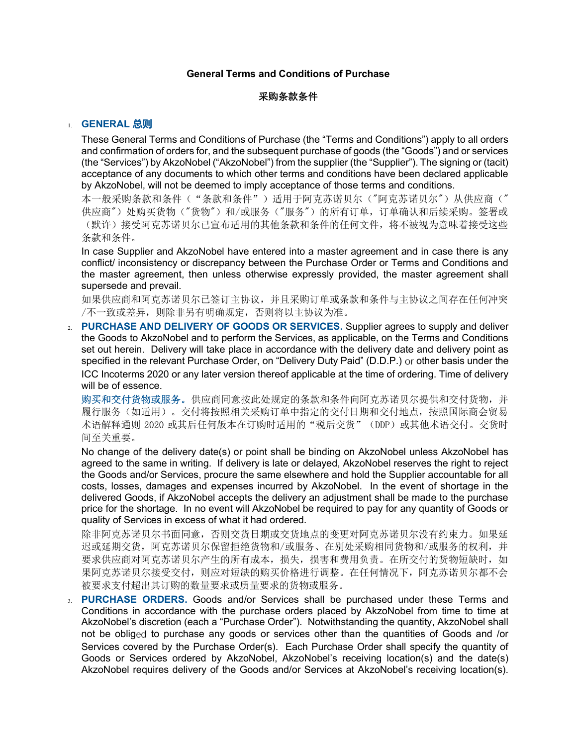**General Terms and Conditions of Purchase**

**采购条款条件**

1. **GENERAL 总则**

   These General Terms and Conditions of Purchase (the "Terms and Conditions") apply to all orders and confirmation of orders for, and the subsequent purchase of goods (the "Goods") and or services (the "Services") by AkzoNobel ("AkzoNobel") from the supplier (the "Supplier"). The signing or (tacit) acceptance of any documents to which other terms and conditions have been declared applicable by AkzoNobel, will not be deemed to imply acceptance of those terms and conditions.

   本一般采购条款和条件（"条款和条件"）适用于阿克苏诺贝尔（"阿克苏诺贝尔"）从供应商（"供应商"）处购买货物（"货物"）和/或服务（"服务"）的所有订单，订单确认和后续采购。签署或（默许）接受阿克苏诺贝尔已宣布适用的其他条款和条件的任何文件，将不被视为意味着接受这些条款和条件。

   In case Supplier and AkzoNobel have entered into a master agreement and in case there is any conflict/ inconsistency or discrepancy between the Purchase Order or Terms and Conditions and the master agreement, then unless otherwise expressly provided, the master agreement shall supersede and prevail.

   如果供应商和阿克苏诺贝尔已签订主协议，并且采购订单或条款和条件与主协议之间存在任何冲突/不一致或差异，则除非另有明确规定，否则将以主协议为准。

2. **PURCHASE AND DELIVERY OF GOODS OR SERVICES.** Supplier agrees to supply and deliver the Goods to AkzoNobel and to perform the Services, as applicable, on the Terms and Conditions set out herein. Delivery will take place in accordance with the delivery date and delivery point as specified in the relevant Purchase Order, on "Delivery Duty Paid" (D.D.P.) or other basis under the ICC Incoterms 2020 or any later version thereof applicable at the time of ordering. Time of delivery will be of essence.

   **购买和交付货物或服务。**供应商同意按此处规定的条款和条件向阿克苏诺贝尔提供和交付货物，并履行服务（如适用）。交付将按照相关采购订单中指定的交付日期和交付地点，按照国际商会贸易术语解释通则 2020 或其后任何版本在订购时适用的"税后交货"（DDP）或其他术语交付。交货时间至关重要。

   No change of the delivery date(s) or point shall be binding on AkzoNobel unless AkzoNobel has agreed to the same in writing. If delivery is late or delayed, AkzoNobel reserves the right to reject the Goods and/or Services, procure the same elsewhere and hold the Supplier accountable for all costs, losses, damages and expenses incurred by AkzoNobel. In the event of shortage in the delivered Goods, if AkzoNobel accepts the delivery an adjustment shall be made to the purchase price for the shortage. In no event will AkzoNobel be required to pay for any quantity of Goods or quality of Services in excess of what it had ordered.

   除非阿克苏诺贝尔书面同意，否则交货日期或交货地点的变更对阿克苏诺贝尔没有约束力。如果延迟或延期交货，阿克苏诺贝尔保留拒绝货物和/或服务、在别处采购相同货物和/或服务的权利，并要求供应商对阿克苏诺贝尔产生的所有成本，损失，损害和费用负责。在所交付的货物短缺时，如果阿克苏诺贝尔接受交付，则应对短缺的购买价格进行调整。在任何情况下，阿克苏诺贝尔都不会被要求支付超出其订购的数量要求或质量要求的货物或服务。

3. **PURCHASE ORDERS.** Goods and/or Services shall be purchased under these Terms and Conditions in accordance with the purchase orders placed by AkzoNobel from time to time at AkzoNobel's discretion (each a "Purchase Order"). Notwithstanding the quantity, AkzoNobel shall not be obliged to purchase any goods or services other than the quantities of Goods and /or Services covered by the Purchase Order(s). Each Purchase Order shall specify the quantity of Goods or Services ordered by AkzoNobel, AkzoNobel's receiving location(s) and the date(s) AkzoNobel requires delivery of the Goods and/or Services at AkzoNobel's receiving location(s).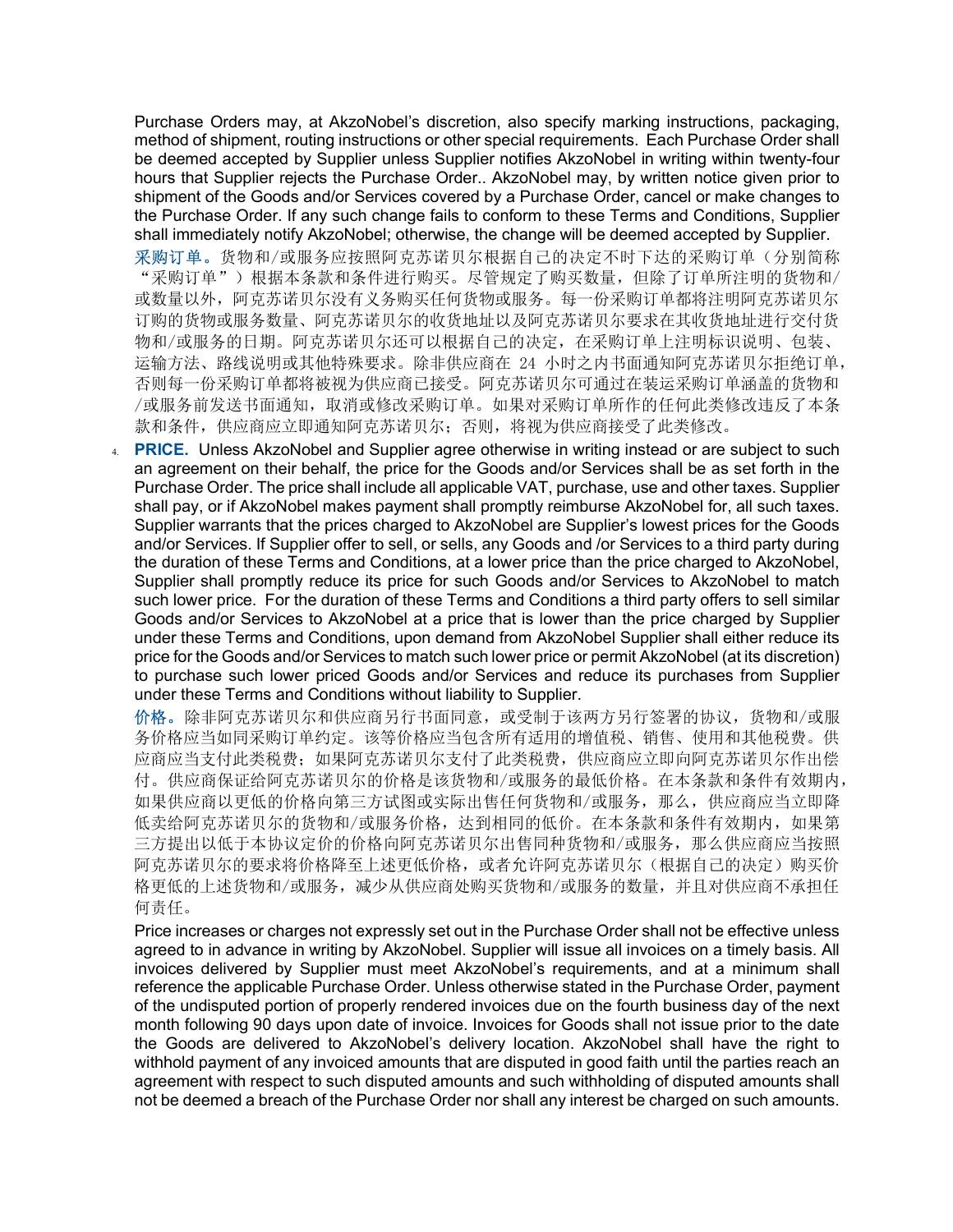Purchase Orders may, at AkzoNobel's discretion, also specify marking instructions, packaging, method of shipment, routing instructions or other special requirements. Each Purchase Order shall be deemed accepted by Supplier unless Supplier notifies AkzoNobel in writing within twenty-four hours that Supplier rejects the Purchase Order.. AkzoNobel may, by written notice given prior to shipment of the Goods and/or Services covered by a Purchase Order, cancel or make changes to the Purchase Order. If any such change fails to conform to these Terms and Conditions, Supplier shall immediately notify AkzoNobel; otherwise, the change will be deemed accepted by Supplier.

**采购订单。**货物和/或服务应按照阿克苏诺贝尔根据自己的决定不时下达的采购订单（分别简称"采购订单"）根据本条款和条件进行购买。尽管规定了购买数量，但除了订单所注明的货物和/或数量以外，阿克苏诺贝尔没有义务购买任何货物或服务。每一份采购订单都将注明阿克苏诺贝尔订购的货物或服务数量、阿克苏诺贝尔的收货地址以及阿克苏诺贝尔要求在其收货地址进行交付货物和/或服务的日期。阿克苏诺贝尔还可以根据自己的决定，在采购订单上注明标识说明、包装、运输方法、路线说明或其他特殊要求。除非供应商在 24 小时之内书面通知阿克苏诺贝尔拒绝订单，否则每一份采购订单都将被视为供应商已接受。阿克苏诺贝尔可通过在装运采购订单涵盖的货物和/或服务前发送书面通知，取消或修改采购订单。如果对采购订单所作的任何此类修改违反了本条款和条件，供应商应立即通知阿克苏诺贝尔；否则，将视为供应商接受了此类修改。

4. **PRICE.** Unless AkzoNobel and Supplier agree otherwise in writing instead or are subject to such an agreement on their behalf, the price for the Goods and/or Services shall be as set forth in the Purchase Order. The price shall include all applicable VAT, purchase, use and other taxes. Supplier shall pay, or if AkzoNobel makes payment shall promptly reimburse AkzoNobel for, all such taxes. Supplier warrants that the prices charged to AkzoNobel are Supplier's lowest prices for the Goods and/or Services. If Supplier offer to sell, or sells, any Goods and /or Services to a third party during the duration of these Terms and Conditions, at a lower price than the price charged to AkzoNobel, Supplier shall promptly reduce its price for such Goods and/or Services to AkzoNobel to match such lower price. For the duration of these Terms and Conditions a third party offers to sell similar Goods and/or Services to AkzoNobel at a price that is lower than the price charged by Supplier under these Terms and Conditions, upon demand from AkzoNobel Supplier shall either reduce its price for the Goods and/or Services to match such lower price or permit AkzoNobel (at its discretion) to purchase such lower priced Goods and/or Services and reduce its purchases from Supplier under these Terms and Conditions without liability to Supplier.

   **价格。**除非阿克苏诺贝尔和供应商另行书面同意，或受制于该两方另行签署的协议，货物和/或服务价格应当如同采购订单约定。该等价格应当包含所有适用的增值税、销售、使用和其他税费。供应商应当支付此类税费；如果阿克苏诺贝尔支付了此类税费，供应商应立即向阿克苏诺贝尔作出偿付。供应商保证给阿克苏诺贝尔的价格是该货物和/或服务的最低价格。在本条款和条件有效期内，如果供应商以更低的价格向第三方试图或实际出售任何货物和/或服务，那么，供应商应当立即降低卖给阿克苏诺贝尔的货物和/或服务价格，达到相同的低价。在本条款和条件有效期内，如果第三方提出以低于本协议定价的价格向阿克苏诺贝尔出售同种货物和/或服务，那么供应商应当按照阿克苏诺贝尔的要求将价格降至上述更低价格，或者允许阿克苏诺贝尔（根据自己的决定）购买价格更低的上述货物和/或服务，减少从供应商处购买货物和/或服务的数量，并且对供应商不承担任何责任。

   Price increases or charges not expressly set out in the Purchase Order shall not be effective unless agreed to in advance in writing by AkzoNobel. Supplier will issue all invoices on a timely basis. All invoices delivered by Supplier must meet AkzoNobel's requirements, and at a minimum shall reference the applicable Purchase Order. Unless otherwise stated in the Purchase Order, payment of the undisputed portion of properly rendered invoices due on the fourth business day of the next month following 90 days upon date of invoice. Invoices for Goods shall not issue prior to the date the Goods are delivered to AkzoNobel's delivery location. AkzoNobel shall have the right to withhold payment of any invoiced amounts that are disputed in good faith until the parties reach an agreement with respect to such disputed amounts and such withholding of disputed amounts shall not be deemed a breach of the Purchase Order nor shall any interest be charged on such amounts.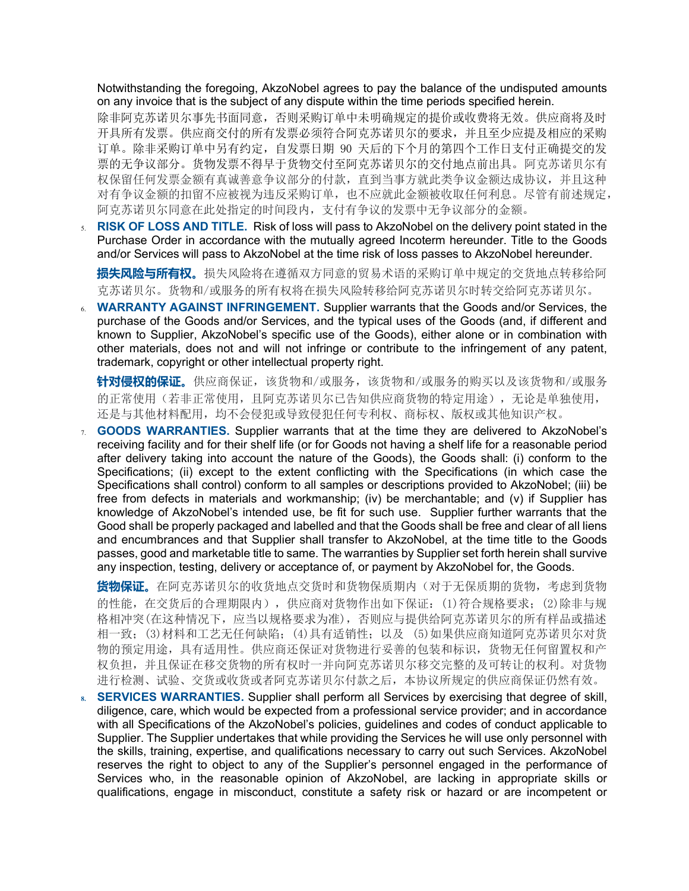Notwithstanding the foregoing, AkzoNobel agrees to pay the balance of the undisputed amounts on any invoice that is the subject of any dispute within the time periods specified herein.

除非阿克苏诺贝尔事先书面同意，否则采购订单中未明确规定的提价或收费将无效。供应商将及时开具所有发票。供应商交付的所有发票必须符合阿克苏诺贝尔的要求，并且至少应提及相应的采购订单。除非采购订单中另有约定，自发票日期 90 天后的下个月的第四个工作日支付正确提交的发票的无争议部分。货物发票不得早于货物交付至阿克苏诺贝尔的交付地点前出具。阿克苏诺贝尔有权保留任何发票金额有真诚善意争议部分的付款，直到当事方就此类争议金额达成协议，并且这种对有争议金额的扣留不应被视为违反采购订单，也不应就此金额被收取任何利息。尽管有前述规定，阿克苏诺贝尔同意在此处指定的时间段内，支付有争议的发票中无争议部分的金额。

5. **RISK OF LOSS AND TITLE.** Risk of loss will pass to AkzoNobel on the delivery point stated in the Purchase Order in accordance with the mutually agreed Incoterm hereunder. Title to the Goods and/or Services will pass to AkzoNobel at the time risk of loss passes to AkzoNobel hereunder.

   **损失风险与所有权。** 损失风险将在遵循双方同意的贸易术语的采购订单中规定的交货地点转移给阿克苏诺贝尔。货物和/或服务的所有权将在损失风险转移给阿克苏诺贝尔时转交给阿克苏诺贝尔。

6. **WARRANTY AGAINST INFRINGEMENT.** Supplier warrants that the Goods and/or Services, the purchase of the Goods and/or Services, and the typical uses of the Goods (and, if different and known to Supplier, AkzoNobel's specific use of the Goods), either alone or in combination with other materials, does not and will not infringe or contribute to the infringement of any patent, trademark, copyright or other intellectual property right.

   **针对侵权的保证。** 供应商保证，该货物和/或服务，该货物和/或服务的购买以及该货物和/或服务的正常使用（若非正常使用，且阿克苏诺贝尔已告知供应商货物的特定用途），无论是单独使用，还是与其他材料配用，均不会侵犯或导致侵犯任何专利权、商标权、版权或其他知识产权。

7. **GOODS WARRANTIES.** Supplier warrants that at the time they are delivered to AkzoNobel's receiving facility and for their shelf life (or for Goods not having a shelf life for a reasonable period after delivery taking into account the nature of the Goods), the Goods shall: (i) conform to the Specifications; (ii) except to the extent conflicting with the Specifications (in which case the Specifications shall control) conform to all samples or descriptions provided to AkzoNobel; (iii) be free from defects in materials and workmanship; (iv) be merchantable; and (v) if Supplier has knowledge of AkzoNobel's intended use, be fit for such use. Supplier further warrants that the Good shall be properly packaged and labelled and that the Goods shall be free and clear of all liens and encumbrances and that Supplier shall transfer to AkzoNobel, at the time title to the Goods passes, good and marketable title to same. The warranties by Supplier set forth herein shall survive any inspection, testing, delivery or acceptance of, or payment by AkzoNobel for, the Goods.

   **货物保证。** 在阿克苏诺贝尔的收货地点交货时和货物保质期内（对于无保质期的货物，考虑到货物的性能，在交货后的合理期限内），供应商对货物作出如下保证：(1)符合规格要求；(2)除非与规格相冲突(在这种情况下，应当以规格要求为准)，否则应与提供给阿克苏诺贝尔的所有样品或描述相一致；(3)材料和工艺无任何缺陷；(4)具有适销性；以及 (5)如果供应商知道阿克苏诺贝尔对货物的预定用途，具有适用性。供应商还保证对货物进行妥善的包装和标识，货物无任何留置权和产权负担，并且保证在移交货物的所有权时一并向阿克苏诺贝尔移交完整的及可转让的权利。对货物进行检测、试验、交货或收货或者阿克苏诺贝尔付款之后，本协议所规定的供应商保证仍然有效。

8. **SERVICES WARRANTIES.** Supplier shall perform all Services by exercising that degree of skill, diligence, care, which would be expected from a professional service provider; and in accordance with all Specifications of the AkzoNobel's policies, guidelines and codes of conduct applicable to Supplier. The Supplier undertakes that while providing the Services he will use only personnel with the skills, training, expertise, and qualifications necessary to carry out such Services. AkzoNobel reserves the right to object to any of the Supplier's personnel engaged in the performance of Services who, in the reasonable opinion of AkzoNobel, are lacking in appropriate skills or qualifications, engage in misconduct, constitute a safety risk or hazard or are incompetent or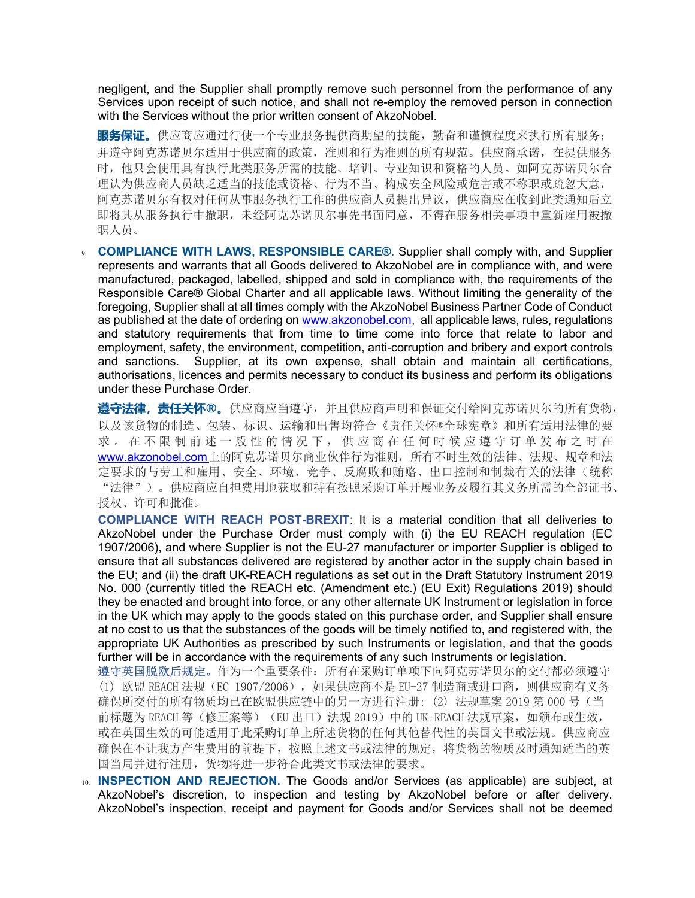negligent, and the Supplier shall promptly remove such personnel from the performance of any Services upon receipt of such notice, and shall not re-employ the removed person in connection with the Services without the prior written consent of AkzoNobel.

**服务保证。**供应商应通过行使一个专业服务提供商期望的技能，勤奋和谨慎程度来执行所有服务；并遵守阿克苏诺贝尔适用于供应商的政策，准则和行为准则的所有规范。供应商承诺，在提供服务时，他只会使用具有执行此类服务所需的技能、培训、专业知识和资格的人员。如阿克苏诺贝尔合理认为供应商人员缺乏适当的技能或资格、行为不当、构成安全风险或危害或不称职或疏忽大意，阿克苏诺贝尔有权对任何从事服务执行工作的供应商人员提出异议，供应商应在收到此类通知后立即将其从服务执行中撤职，未经阿克苏诺贝尔事先书面同意，不得在服务相关事项中重新雇用被撤职人员。

9. **COMPLIANCE WITH LAWS, RESPONSIBLE CARE®.** Supplier shall comply with, and Supplier represents and warrants that all Goods delivered to AkzoNobel are in compliance with, and were manufactured, packaged, labelled, shipped and sold in compliance with, the requirements of the Responsible Care® Global Charter and all applicable laws. Without limiting the generality of the foregoing, Supplier shall at all times comply with the AkzoNobel Business Partner Code of Conduct as published at the date of ordering on www.akzonobel.com, all applicable laws, rules, regulations and statutory requirements that from time to time come into force that relate to labor and employment, safety, the environment, competition, anti-corruption and bribery and export controls and sanctions. Supplier, at its own expense, shall obtain and maintain all certifications, authorisations, licences and permits necessary to conduct its business and perform its obligations under these Purchase Order.

   **遵守法律，责任关怀®。**供应商应当遵守，并且供应商声明和保证交付给阿克苏诺贝尔的所有货物，以及该货物的制造、包装、标识、运输和出售均符合《责任关怀®全球宪章》和所有适用法律的要求。在不限制前述一般性的情况下，供应商在任何时候应遵守订单发布之时在www.akzonobel.com上的阿克苏诺贝尔商业伙伴行为准则，所有不时生效的法律、法规、规章和法定要求的与劳工和雇用、安全、环境、竞争、反腐败和贿赂、出口控制和制裁有关的法律（统称"法律"）。供应商应自担费用地获取和持有按照采购订单开展业务及履行其义务所需的全部证书、授权、许可和批准。

   **COMPLIANCE WITH REACH POST-BREXIT**: It is a material condition that all deliveries to AkzoNobel under the Purchase Order must comply with (i) the EU REACH regulation (EC 1907/2006), and where Supplier is not the EU-27 manufacturer or importer Supplier is obliged to ensure that all substances delivered are registered by another actor in the supply chain based in the EU; and (ii) the draft UK-REACH regulations as set out in the Draft Statutory Instrument 2019 No. 000 (currently titled the REACH etc. (Amendment etc.) (EU Exit) Regulations 2019) should they be enacted and brought into force, or any other alternate UK Instrument or legislation in force in the UK which may apply to the goods stated on this purchase order, and Supplier shall ensure at no cost to us that the substances of the goods will be timely notified to, and registered with, the appropriate UK Authorities as prescribed by such Instruments or legislation, and that the goods further will be in accordance with the requirements of any such Instruments or legislation.

   **遵守英国脱欧后规定。**作为一个重要条件：所有在采购订单项下向阿克苏诺贝尔的交付都必须遵守（1）欧盟 REACH 法规（EC 1907/2006），如果供应商不是 EU-27 制造商或进口商，则供应商有义务确保所交付的所有物质均已在欧盟供应链中的另一方进行注册；（2）法规草案 2019 第 000 号（当前标题为 REACH 等（修正案等）（EU 出口）法规 2019）中的 UK-REACH 法规草案，如颁布或生效，或在英国生效的可能适用于此采购订单上所述货物的任何其他替代性的英国文书或法规。供应商应确保在不让我方产生费用的前提下，按照上述文书或法律的规定，将货物的物质及时通知适当的英国当局并进行注册，货物将进一步符合此类文书或法律的要求。

10. **INSPECTION AND REJECTION.** The Goods and/or Services (as applicable) are subject, at AkzoNobel's discretion, to inspection and testing by AkzoNobel before or after delivery. AkzoNobel's inspection, receipt and payment for Goods and/or Services shall not be deemed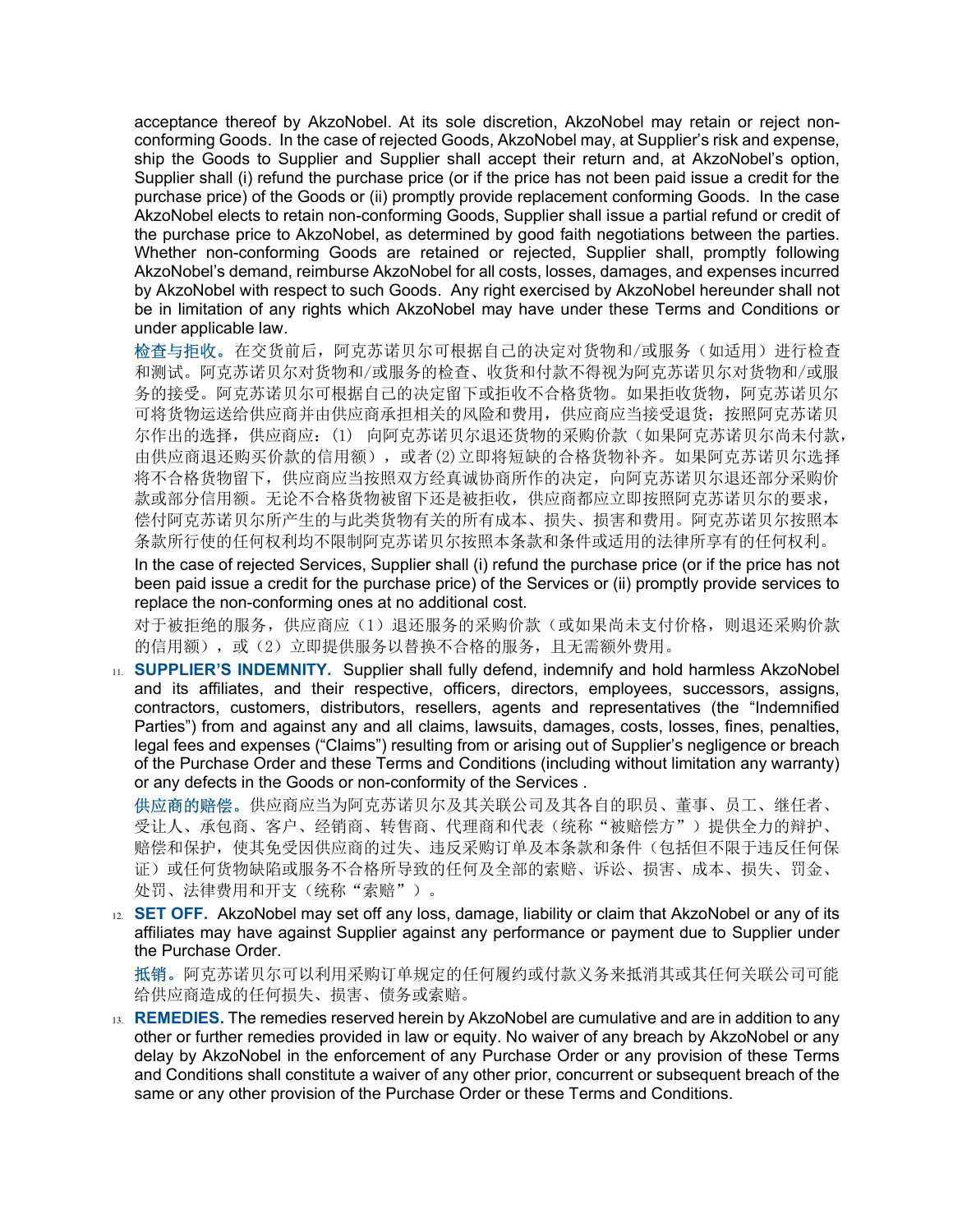acceptance thereof by AkzoNobel. At its sole discretion, AkzoNobel may retain or reject non-conforming Goods. In the case of rejected Goods, AkzoNobel may, at Supplier's risk and expense, ship the Goods to Supplier and Supplier shall accept their return and, at AkzoNobel's option, Supplier shall (i) refund the purchase price (or if the price has not been paid issue a credit for the purchase price) of the Goods or (ii) promptly provide replacement conforming Goods. In the case AkzoNobel elects to retain non-conforming Goods, Supplier shall issue a partial refund or credit of the purchase price to AkzoNobel, as determined by good faith negotiations between the parties. Whether non-conforming Goods are retained or rejected, Supplier shall, promptly following AkzoNobel's demand, reimburse AkzoNobel for all costs, losses, damages, and expenses incurred by AkzoNobel with respect to such Goods. Any right exercised by AkzoNobel hereunder shall not be in limitation of any rights which AkzoNobel may have under these Terms and Conditions or under applicable law.

**检查与拒收。**在交货前后，阿克苏诺贝尔可根据自己的决定对货物和/或服务（如适用）进行检查和测试。阿克苏诺贝尔对货物和/或服务的检查、收货和付款不得视为阿克苏诺贝尔对货物和/或服务的接受。阿克苏诺贝尔可根据自己的决定留下或拒收不合格货物。如果拒收货物，阿克苏诺贝尔可将货物运送给供应商并由供应商承担相关的风险和费用，供应商应当接受退货；按照阿克苏诺贝尔作出的选择，供应商应：(1) 向阿克苏诺贝尔退还货物的采购价款（如果阿克苏诺贝尔尚未付款，由供应商退还购买价款的信用额），或者(2)立即将短缺的合格货物补齐。如果阿克苏诺贝尔选择将不合格货物留下，供应商应当按照双方经真诚协商所作的决定，向阿克苏诺贝尔退还部分采购价款或部分信用额。无论不合格货物被留下还是被拒收，供应商都应立即按照阿克苏诺贝尔的要求，偿付阿克苏诺贝尔所产生的与此类货物有关的所有成本、损失、损害和费用。阿克苏诺贝尔按照本条款所行使的任何权利均不限制阿克苏诺贝尔按照本条款和条件或适用的法律所享有的任何权利。

In the case of rejected Services, Supplier shall (i) refund the purchase price (or if the price has not been paid issue a credit for the purchase price) of the Services or (ii) promptly provide services to replace the non-conforming ones at no additional cost.

对于被拒绝的服务，供应商应（1）退还服务的采购价款（或如果尚未支付价格，则退还采购价款的信用额），或（2）立即提供服务以替换不合格的服务，且无需额外费用。

11. **SUPPLIER'S INDEMNITY.** Supplier shall fully defend, indemnify and hold harmless AkzoNobel and its affiliates, and their respective, officers, directors, employees, successors, assigns, contractors, customers, distributors, resellers, agents and representatives (the "Indemnified Parties") from and against any and all claims, lawsuits, damages, costs, losses, fines, penalties, legal fees and expenses ("Claims") resulting from or arising out of Supplier's negligence or breach of the Purchase Order and these Terms and Conditions (including without limitation any warranty) or any defects in the Goods or non-conformity of the Services .

    **供应商的赔偿。**供应商应当为阿克苏诺贝尔及其关联公司及其各自的职员、董事、员工、继任者、受让人、承包商、客户、经销商、转售商、代理商和代表（统称"被赔偿方"）提供全力的辩护、赔偿和保护，使其免受因供应商的过失、违反采购订单及本条款和条件（包括但不限于违反任何保证）或任何货物缺陷或服务不合格所导致的任何及全部的索赔、诉讼、损害、成本、损失、罚金、处罚、法律费用和开支（统称"索赔"）。

12. **SET OFF.** AkzoNobel may set off any loss, damage, liability or claim that AkzoNobel or any of its affiliates may have against Supplier against any performance or payment due to Supplier under the Purchase Order.

    **抵销。**阿克苏诺贝尔可以利用采购订单规定的任何履约或付款义务来抵消其或其任何关联公司可能给供应商造成的任何损失、损害、债务或索赔。

13. **REMEDIES.** The remedies reserved herein by AkzoNobel are cumulative and are in addition to any other or further remedies provided in law or equity. No waiver of any breach by AkzoNobel or any delay by AkzoNobel in the enforcement of any Purchase Order or any provision of these Terms and Conditions shall constitute a waiver of any other prior, concurrent or subsequent breach of the same or any other provision of the Purchase Order or these Terms and Conditions.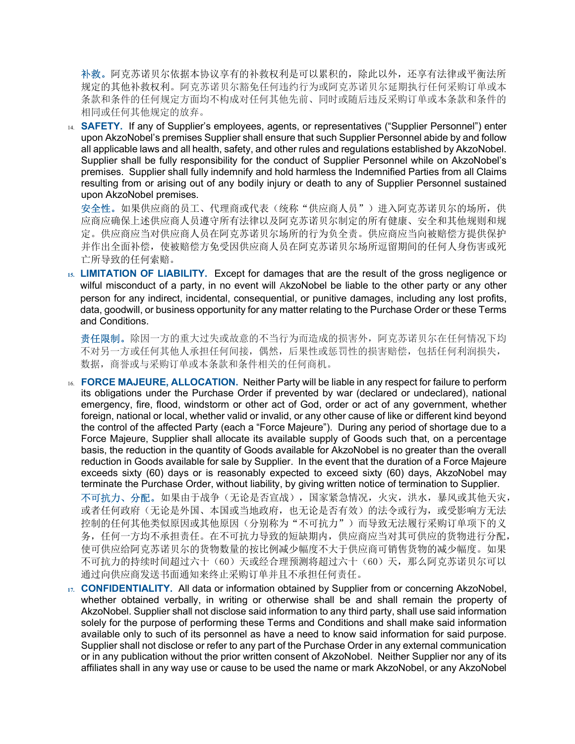**补救**。阿克苏诺贝尔依据本协议享有的补救权利是可以累积的，除此以外，还享有法律或平衡法所规定的其他补救权利。阿克苏诺贝尔豁免任何违约行为或阿克苏诺贝尔延期执行任何采购订单或本条款和条件的任何规定方面均不构成对任何其他先前、同时或随后违反采购订单或本条款和条件的相同或任何其他规定的放弃。

14. **SAFETY.** If any of Supplier's employees, agents, or representatives ("Supplier Personnel") enter upon AkzoNobel's premises Supplier shall ensure that such Supplier Personnel abide by and follow all applicable laws and all health, safety, and other rules and regulations established by AkzoNobel. Supplier shall be fully responsibility for the conduct of Supplier Personnel while on AkzoNobel's premises. Supplier shall fully indemnify and hold harmless the Indemnified Parties from all Claims resulting from or arising out of any bodily injury or death to any of Supplier Personnel sustained upon AkzoNobel premises.

    **安全性**。如果供应商的员工、代理商或代表（统称"供应商人员"）进入阿克苏诺贝尔的场所，供应商应确保上述供应商人员遵守所有法律以及阿克苏诺贝尔制定的所有健康、安全和其他规则和规定。供应商应当对供应商人员在阿克苏诺贝尔场所的行为负全责。供应商应当向被赔偿方提供保护并作出全面补偿，使被赔偿方免受因供应商人员在阿克苏诺贝尔场所逗留期间的任何人身伤害或死亡所导致的任何索赔。

15. **LIMITATION OF LIABILITY.** Except for damages that are the result of the gross negligence or wilful misconduct of a party, in no event will AkzoNobel be liable to the other party or any other person for any indirect, incidental, consequential, or punitive damages, including any lost profits, data, goodwill, or business opportunity for any matter relating to the Purchase Order or these Terms and Conditions.

    **责任限制**。除因一方的重大过失或故意的不当行为而造成的损害外，阿克苏诺贝尔在任何情况下均不对另一方或任何其他人承担任何间接，偶然，后果性或惩罚性的损害赔偿，包括任何利润损失，数据，商誉或与采购订单或本条款和条件相关的任何商机。

16. **FORCE MAJEURE, ALLOCATION.** Neither Party will be liable in any respect for failure to perform its obligations under the Purchase Order if prevented by war (declared or undeclared), national emergency, fire, flood, windstorm or other act of God, order or act of any government, whether foreign, national or local, whether valid or invalid, or any other cause of like or different kind beyond the control of the affected Party (each a "Force Majeure"). During any period of shortage due to a Force Majeure, Supplier shall allocate its available supply of Goods such that, on a percentage basis, the reduction in the quantity of Goods available for AkzoNobel is no greater than the overall reduction in Goods available for sale by Supplier. In the event that the duration of a Force Majeure exceeds sixty (60) days or is reasonably expected to exceed sixty (60) days, AkzoNobel may terminate the Purchase Order, without liability, by giving written notice of termination to Supplier.

    **不可抗力、分配**。如果由于战争（无论是否宣战），国家紧急情况，火灾，洪水，暴风或其他天灾，或者任何政府（无论是外国、本国或当地政府，也无论是否有效）的法令或行为，或受影响方无法控制的任何其他类似原因或其他原因（分别称为"不可抗力"）而导致无法履行采购订单项下的义务，任何一方均不承担责任。在不可抗力导致的短缺期内，供应商应当对其可供应的货物进行分配，使可供应给阿克苏诺贝尔的货物数量的按比例减少幅度不大于供应商可销售货物的减少幅度。如果不可抗力的持续时间超过六十（60）天或经合理预测将超过六十（60）天，那么阿克苏诺贝尔可以通过向供应商发送书面通知来终止采购订单并且不承担任何责任。

17. **CONFIDENTIALITY.** All data or information obtained by Supplier from or concerning AkzoNobel, whether obtained verbally, in writing or otherwise shall be and shall remain the property of AkzoNobel. Supplier shall not disclose said information to any third party, shall use said information solely for the purpose of performing these Terms and Conditions and shall make said information available only to such of its personnel as have a need to know said information for said purpose. Supplier shall not disclose or refer to any part of the Purchase Order in any external communication or in any publication without the prior written consent of AkzoNobel. Neither Supplier nor any of its affiliates shall in any way use or cause to be used the name or mark AkzoNobel, or any AkzoNobel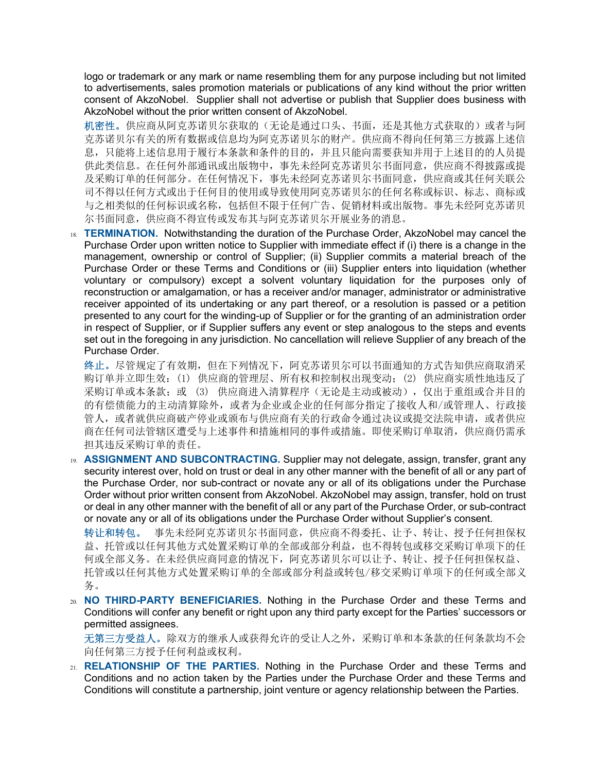logo or trademark or any mark or name resembling them for any purpose including but not limited to advertisements, sales promotion materials or publications of any kind without the prior written consent of AkzoNobel. Supplier shall not advertise or publish that Supplier does business with AkzoNobel without the prior written consent of AkzoNobel.

**机密性。**供应商从阿克苏诺贝尔获取的（无论是通过口头、书面，还是其他方式获取的）或者与阿克苏诺贝尔有关的所有数据或信息均为阿克苏诺贝尔的财产。供应商不得向任何第三方披露上述信息，只能将上述信息用于履行本条款和条件的目的，并且只能向需要获知并用于上述目的的人员提供此类信息。在任何外部通讯或出版物中，事先未经阿克苏诺贝尔书面同意，供应商不得披露或提及采购订单的任何部分。在任何情况下，事先未经阿克苏诺贝尔书面同意，供应商或其任何关联公司不得以任何方式或出于任何目的使用或导致使用阿克苏诺贝尔的任何名称或标识、标志、商标或与之相类似的任何标识或名称，包括但不限于任何广告、促销材料或出版物。事先未经阿克苏诺贝尔书面同意，供应商不得宣传或发布其与阿克苏诺贝尔开展业务的消息。

18. **TERMINATION.** Notwithstanding the duration of the Purchase Order, AkzoNobel may cancel the Purchase Order upon written notice to Supplier with immediate effect if (i) there is a change in the management, ownership or control of Supplier; (ii) Supplier commits a material breach of the Purchase Order or these Terms and Conditions or (iii) Supplier enters into liquidation (whether voluntary or compulsory) except a solvent voluntary liquidation for the purposes only of reconstruction or amalgamation, or has a receiver and/or manager, administrator or administrative receiver appointed of its undertaking or any part thereof, or a resolution is passed or a petition presented to any court for the winding-up of Supplier or for the granting of an administration order in respect of Supplier, or if Supplier suffers any event or step analogous to the steps and events set out in the foregoing in any jurisdiction. No cancellation will relieve Supplier of any breach of the Purchase Order.

   **终止。**尽管规定了有效期，但在下列情况下，阿克苏诺贝尔可以书面通知的方式告知供应商取消采购订单并立即生效：(1) 供应商的管理层、所有权和控制权出现变动；(2) 供应商实质性地违反了采购订单或本条款；或 (3) 供应商进入清算程序（无论是主动或被动），仅出于重组或合并目的的有偿债能力的主动清算除外，或者为企业或企业的任何部分指定了接收人和/或管理人、行政接管人，或者就供应商破产停业或颁布与供应商有关的行政命令通过决议或提交法院申请，或者供应商在任何司法管辖区遭受与上述事件和措施相同的事件或措施。即使采购订单取消，供应商仍需承担其违反采购订单的责任。

19. **ASSIGNMENT AND SUBCONTRACTING.** Supplier may not delegate, assign, transfer, grant any security interest over, hold on trust or deal in any other manner with the benefit of all or any part of the Purchase Order, nor sub-contract or novate any or all of its obligations under the Purchase Order without prior written consent from AkzoNobel. AkzoNobel may assign, transfer, hold on trust or deal in any other manner with the benefit of all or any part of the Purchase Order, or sub-contract or novate any or all of its obligations under the Purchase Order without Supplier's consent.

   **转让和转包。** 事先未经阿克苏诺贝尔书面同意，供应商不得委托、让予、转让、授予任何担保权益、托管或以任何其他方式处置采购订单的全部或部分利益，也不得转包或移交采购订单项下的任何或全部义务。在未经供应商同意的情况下，阿克苏诺贝尔可以让予、转让、授予任何担保权益、托管或以任何其他方式处置采购订单的全部或部分利益或转包/移交采购订单项下的任何或全部义务。

20. **NO THIRD-PARTY BENEFICIARIES.** Nothing in the Purchase Order and these Terms and Conditions will confer any benefit or right upon any third party except for the Parties' successors or permitted assignees.

   **无第三方受益人。**除双方的继承人或获得允许的受让人之外，采购订单和本条款的任何条款均不会向任何第三方授予任何利益或权利。

21. **RELATIONSHIP OF THE PARTIES.** Nothing in the Purchase Order and these Terms and Conditions and no action taken by the Parties under the Purchase Order and these Terms and Conditions will constitute a partnership, joint venture or agency relationship between the Parties.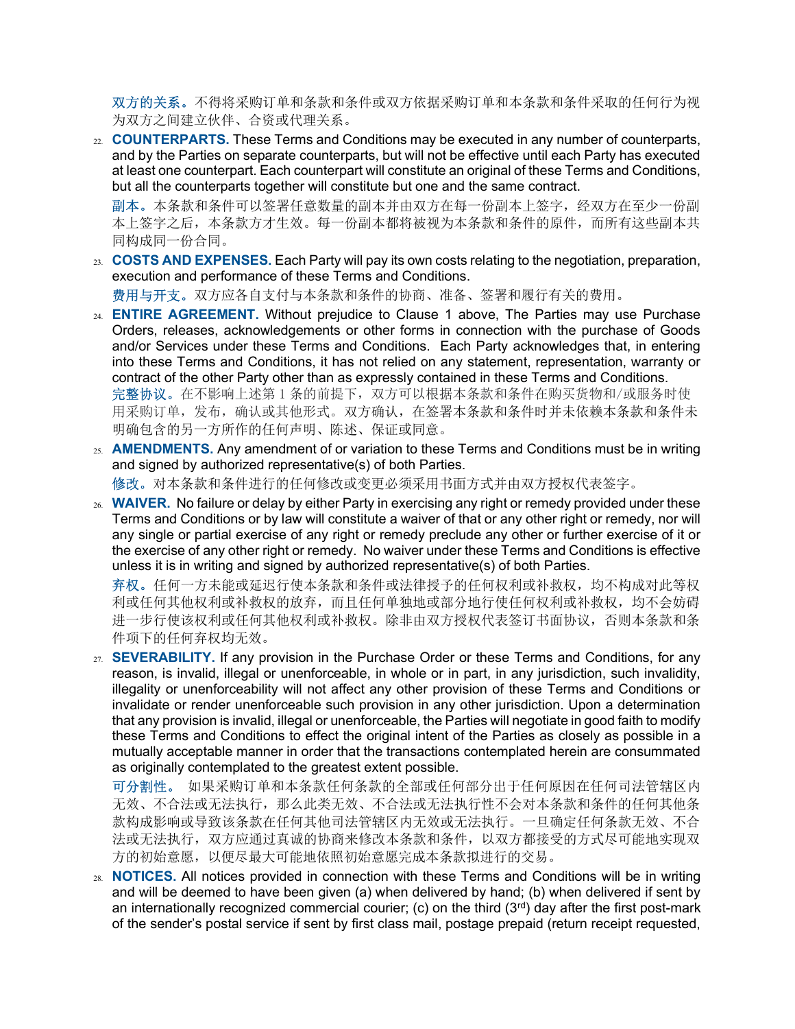**双方的关系。**不得将采购订单和条款和条件或双方依据采购订单和本条款和条件采取的任何行为视为双方之间建立伙伴、合资或代理关系。

22. **COUNTERPARTS.** These Terms and Conditions may be executed in any number of counterparts, and by the Parties on separate counterparts, but will not be effective until each Party has executed at least one counterpart. Each counterpart will constitute an original of these Terms and Conditions, but all the counterparts together will constitute but one and the same contract.

    **副本。**本条款和条件可以签署任意数量的副本并由双方在每一份副本上签字，经双方在至少一份副本上签字之后，本条款方才生效。每一份副本都将被视为本条款和条件的原件，而所有这些副本共同构成同一份合同。

23. **COSTS AND EXPENSES.** Each Party will pay its own costs relating to the negotiation, preparation, execution and performance of these Terms and Conditions.

    **费用与开支。**双方应各自支付与本条款和条件的协商、准备、签署和履行有关的费用。

24. **ENTIRE AGREEMENT.** Without prejudice to Clause 1 above, The Parties may use Purchase Orders, releases, acknowledgements or other forms in connection with the purchase of Goods and/or Services under these Terms and Conditions. Each Party acknowledges that, in entering into these Terms and Conditions, it has not relied on any statement, representation, warranty or contract of the other Party other than as expressly contained in these Terms and Conditions.

    **完整协议。**在不影响上述第 1 条的前提下，双方可以根据本条款和条件在购买货物和/或服务时使用采购订单，发布，确认或其他形式。双方确认，在签署本条款和条件时并未依赖本条款和条件未明确包含的另一方所作的任何声明、陈述、保证或同意。

25. **AMENDMENTS.** Any amendment of or variation to these Terms and Conditions must be in writing and signed by authorized representative(s) of both Parties.

    **修改。**对本条款和条件进行的任何修改或变更必须采用书面方式并由双方授权代表签字。

26. **WAIVER.** No failure or delay by either Party in exercising any right or remedy provided under these Terms and Conditions or by law will constitute a waiver of that or any other right or remedy, nor will any single or partial exercise of any right or remedy preclude any other or further exercise of it or the exercise of any other right or remedy. No waiver under these Terms and Conditions is effective unless it is in writing and signed by authorized representative(s) of both Parties.

    **弃权。**任何一方未能或延迟行使本条款和条件或法律授予的任何权利或补救权，均不构成对此等权利或任何其他权利或补救权的放弃，而且任何单独地或部分地行使任何权利或补救权，均不会妨碍进一步行使该权利或任何其他权利或补救权。除非由双方授权代表签订书面协议，否则本条款和条件项下的任何弃权均无效。

27. **SEVERABILITY.** If any provision in the Purchase Order or these Terms and Conditions, for any reason, is invalid, illegal or unenforceable, in whole or in part, in any jurisdiction, such invalidity, illegality or unenforceability will not affect any other provision of these Terms and Conditions or invalidate or render unenforceable such provision in any other jurisdiction. Upon a determination that any provision is invalid, illegal or unenforceable, the Parties will negotiate in good faith to modify these Terms and Conditions to effect the original intent of the Parties as closely as possible in a mutually acceptable manner in order that the transactions contemplated herein are consummated as originally contemplated to the greatest extent possible.

    **可分割性。** 如果采购订单和本条款任何条款的全部或任何部分出于任何原因在任何司法管辖区内无效、不合法或无法执行，那么此类无效、不合法或无法执行性不会对本条款和条件的任何其他条款构成影响或导致该条款在任何其他司法管辖区内无效或无法执行。一旦确定任何条款无效、不合法或无法执行，双方应通过真诚的协商来修改本条款和条件，以双方都接受的方式尽可能地实现双方的初始意愿，以便尽最大可能地依照初始意愿完成本条款拟进行的交易。

28. **NOTICES.** All notices provided in connection with these Terms and Conditions will be in writing and will be deemed to have been given (a) when delivered by hand; (b) when delivered if sent by an internationally recognized commercial courier; (c) on the third (3rd) day after the first post-mark of the sender's postal service if sent by first class mail, postage prepaid (return receipt requested,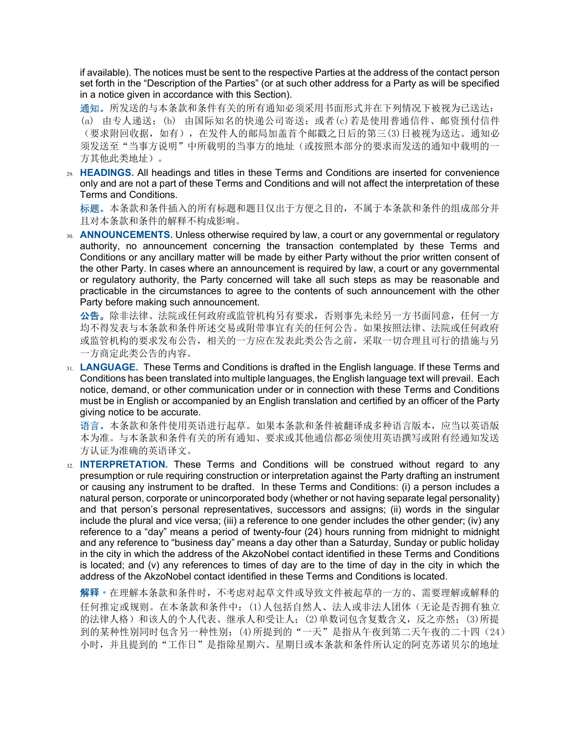if available). The notices must be sent to the respective Parties at the address of the contact person set forth in the "Description of the Parties" (or at such other address for a Party as will be specified in a notice given in accordance with this Section).

**通知。**所发送的与本条款和条件有关的所有通知必须采用书面形式并在下列情况下被视为已送达：(a) 由专人递送；(b) 由国际知名的快递公司寄送；或者(c)若是使用普通信件、邮资预付信件（要求附回收据，如有），在发件人的邮局加盖首个邮戳之日后的第三(3)日被视为送达。通知必须发送至"当事方说明"中所载明的当事方的地址（或按照本部分的要求而发送的通知中载明的一方其他此类地址）。

29. **HEADINGS.** All headings and titles in these Terms and Conditions are inserted for convenience only and are not a part of these Terms and Conditions and will not affect the interpretation of these Terms and Conditions.

    **标题。**本条款和条件插入的所有标题和题目仅出于方便之目的，不属于本条款和条件的组成部分并且对本条款和条件的解释不构成影响。

30. **ANNOUNCEMENTS.** Unless otherwise required by law, a court or any governmental or regulatory authority, no announcement concerning the transaction contemplated by these Terms and Conditions or any ancillary matter will be made by either Party without the prior written consent of the other Party. In cases where an announcement is required by law, a court or any governmental or regulatory authority, the Party concerned will take all such steps as may be reasonable and practicable in the circumstances to agree to the contents of such announcement with the other Party before making such announcement.

    **公告。**除非法律、法院或任何政府或监管机构另有要求，否则事先未经另一方书面同意，任何一方均不得发表与本条款和条件所述交易或附带事宜有关的任何公告。如果按照法律、法院或任何政府或监管机构的要求发布公告，相关的一方应在发表此类公告之前，采取一切合理且可行的措施与另一方商定此类公告的内容。

31. **LANGUAGE.** These Terms and Conditions is drafted in the English language. If these Terms and Conditions has been translated into multiple languages, the English language text will prevail. Each notice, demand, or other communication under or in connection with these Terms and Conditions must be in English or accompanied by an English translation and certified by an officer of the Party giving notice to be accurate.

    **语言。**本条款和条件使用英语进行起草。如果本条款和条件被翻译成多种语言版本，应当以英语版本为准。与本条款和条件有关的所有通知、要求或其他通信都必须使用英语撰写或附有经通知发送方认证为准确的英语译文。

32. **INTERPRETATION.** These Terms and Conditions will be construed without regard to any presumption or rule requiring construction or interpretation against the Party drafting an instrument or causing any instrument to be drafted. In these Terms and Conditions: (i) a person includes a natural person, corporate or unincorporated body (whether or not having separate legal personality) and that person's personal representatives, successors and assigns; (ii) words in the singular include the plural and vice versa; (iii) a reference to one gender includes the other gender; (iv) any reference to a "day" means a period of twenty-four (24) hours running from midnight to midnight and any reference to "business day" means a day other than a Saturday, Sunday or public holiday in the city in which the address of the AkzoNobel contact identified in these Terms and Conditions is located; and (v) any references to times of day are to the time of day in the city in which the address of the AkzoNobel contact identified in these Terms and Conditions is located.

    **解释。**在理解本条款和条件时，不考虑对起草文件或导致文件被起草的一方的、需要理解或解释的任何推定或规则。在本条款和条件中：(1)人包括自然人、法人或非法人团体（无论是否拥有独立的法律人格）和该人的个人代表、继承人和受让人；(2)单数词包含复数含义，反之亦然；(3)所提到的某种性别同时包含另一种性别；(4)所提到的"一天"是指从午夜到第二天午夜的二十四（24）小时，并且提到的"工作日"是指除星期六、星期日或本条款和条件所认定的阿克苏诺贝尔的地址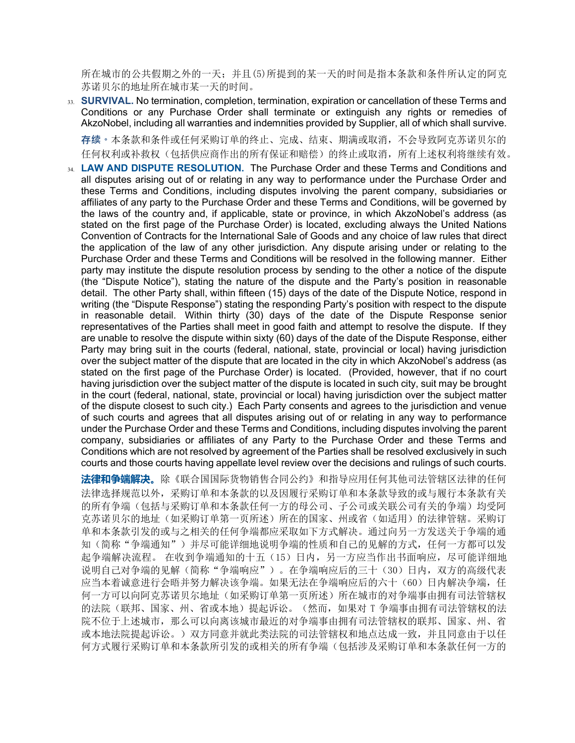所在城市的公共假期之外的一天；并且(5)所提到的某一天的时间是指本条款和条件所认定的阿克苏诺贝尔的地址所在城市某一天的时间。

33. **SURVIVAL.** No termination, completion, termination, expiration or cancellation of these Terms and Conditions or any Purchase Order shall terminate or extinguish any rights or remedies of AkzoNobel, including all warranties and indemnities provided by Supplier, all of which shall survive.

**存续。**本条款和条件或任何采购订单的终止、完成、结束、期满或取消，不会导致阿克苏诺贝尔的任何权利或补救权（包括供应商作出的所有保证和赔偿）的终止或取消，所有上述权利将继续有效。

34. **LAW AND DISPUTE RESOLUTION.** The Purchase Order and these Terms and Conditions and all disputes arising out of or relating in any way to performance under the Purchase Order and these Terms and Conditions, including disputes involving the parent company, subsidiaries or affiliates of any party to the Purchase Order and these Terms and Conditions, will be governed by the laws of the country and, if applicable, state or province, in which AkzoNobel's address (as stated on the first page of the Purchase Order) is located, excluding always the United Nations Convention of Contracts for the International Sale of Goods and any choice of law rules that direct the application of the law of any other jurisdiction. Any dispute arising under or relating to the Purchase Order and these Terms and Conditions will be resolved in the following manner. Either party may institute the dispute resolution process by sending to the other a notice of the dispute (the "Dispute Notice"), stating the nature of the dispute and the Party's position in reasonable detail. The other Party shall, within fifteen (15) days of the date of the Dispute Notice, respond in writing (the "Dispute Response") stating the responding Party's position with respect to the dispute in reasonable detail. Within thirty (30) days of the date of the Dispute Response senior representatives of the Parties shall meet in good faith and attempt to resolve the dispute. If they are unable to resolve the dispute within sixty (60) days of the date of the Dispute Response, either Party may bring suit in the courts (federal, national, state, provincial or local) having jurisdiction over the subject matter of the dispute that are located in the city in which AkzoNobel's address (as stated on the first page of the Purchase Order) is located. (Provided, however, that if no court having jurisdiction over the subject matter of the dispute is located in such city, suit may be brought in the court (federal, national, state, provincial or local) having jurisdiction over the subject matter of the dispute closest to such city.) Each Party consents and agrees to the jurisdiction and venue of such courts and agrees that all disputes arising out of or relating in any way to performance under the Purchase Order and these Terms and Conditions, including disputes involving the parent company, subsidiaries or affiliates of any Party to the Purchase Order and these Terms and Conditions which are not resolved by agreement of the Parties shall be resolved exclusively in such courts and those courts having appellate level review over the decisions and rulings of such courts.

**法律和争端解决。**除《联合国国际货物销售合同公约》和指导应用任何其他司法管辖区法律的任何法律选择规范以外，采购订单和本条款的以及因履行采购订单和本条款导致的或与履行本条款有关的所有争端（包括与采购订单和本条款任何一方的母公司、子公司或关联公司有关的争端）均受阿克苏诺贝尔的地址（如采购订单第一页所述）所在的国家、州或省（如适用）的法律管辖。采购订单和本条款引发的或与之相关的任何争端都应采取如下方式解决。通过向另一方发送关于争端的通知（简称"争端通知"）并尽可能详细地说明争端的性质和自己的见解的方式，任何一方都可以发起争端解决流程。 在收到争端通知的十五（15）日内，另一方应当作出书面响应，尽可能详细地说明自己对争端的见解（简称"争端响应"）。在争端响应后的三十（30）日内，双方的高级代表应当本着诚意进行会晤并努力解决该争端。如果无法在争端响应后的六十（60）日内解决争端，任何一方可以向阿克苏诺贝尔地址（如采购订单第一页所述）所在城市的对争端事由拥有司法管辖权的法院（联邦、国家、州、省或本地）提起诉讼。（然而，如果对 T 争端事由拥有司法管辖权的法院不位于上述城市，那么可以向离该城市最近的对争端事由拥有司法管辖权的联邦、国家、州、省或本地法院提起诉讼。）双方同意并就此类法院的司法管辖权和地点达成一致，并且同意由于以任何方式履行采购订单和本条款所引发的或相关的所有争端（包括涉及采购订单和本条款任何一方的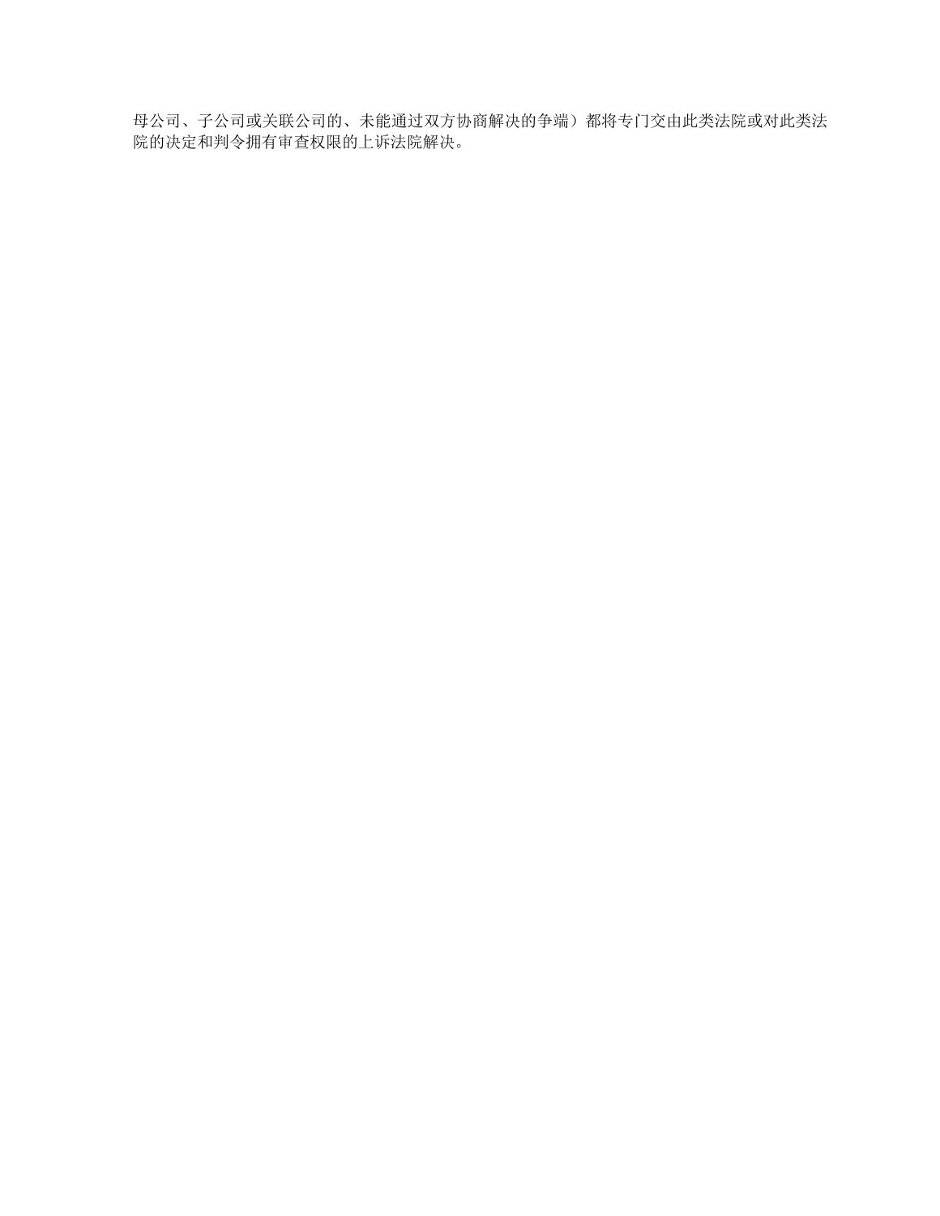母公司、子公司或关联公司的、未能通过双方协商解决的争端）都将专门交由此类法院或对此类法院的决定和判令拥有审查权限的上诉法院解决。